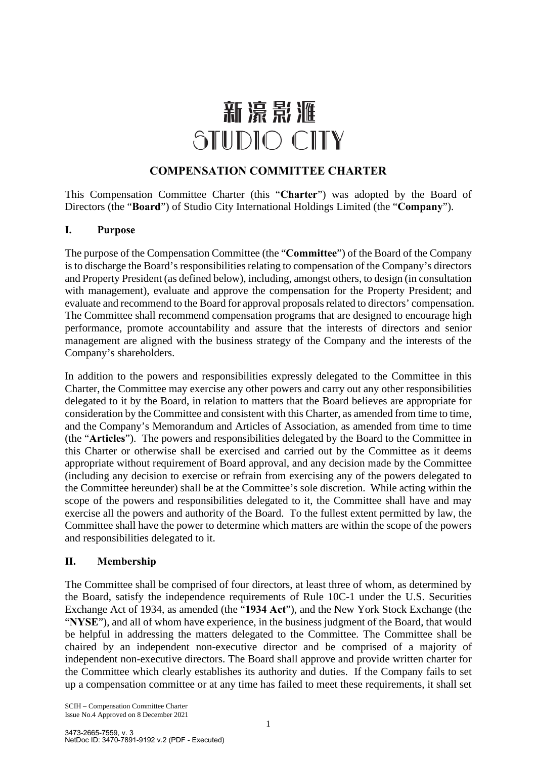新濠影滙
STUDIO CITY

# COMPENSATION COMMITTEE CHARTER

This Compensation Committee Charter (this "**Charter**") was adopted by the Board of Directors (the "**Board**") of Studio City International Holdings Limited (the "**Company**").

## I. Purpose

The purpose of the Compensation Committee (the "**Committee**") of the Board of the Company is to discharge the Board's responsibilities relating to compensation of the Company's directors and Property President (as defined below), including, amongst others, to design (in consultation with management), evaluate and approve the compensation for the Property President; and evaluate and recommend to the Board for approval proposals related to directors' compensation. The Committee shall recommend compensation programs that are designed to encourage high performance, promote accountability and assure that the interests of directors and senior management are aligned with the business strategy of the Company and the interests of the Company's shareholders.

In addition to the powers and responsibilities expressly delegated to the Committee in this Charter, the Committee may exercise any other powers and carry out any other responsibilities delegated to it by the Board, in relation to matters that the Board believes are appropriate for consideration by the Committee and consistent with this Charter, as amended from time to time, and the Company's Memorandum and Articles of Association, as amended from time to time (the "**Articles**"). The powers and responsibilities delegated by the Board to the Committee in this Charter or otherwise shall be exercised and carried out by the Committee as it deems appropriate without requirement of Board approval, and any decision made by the Committee (including any decision to exercise or refrain from exercising any of the powers delegated to the Committee hereunder) shall be at the Committee's sole discretion. While acting within the scope of the powers and responsibilities delegated to it, the Committee shall have and may exercise all the powers and authority of the Board. To the fullest extent permitted by law, the Committee shall have the power to determine which matters are within the scope of the powers and responsibilities delegated to it.

## II. Membership

The Committee shall be comprised of four directors, at least three of whom, as determined by the Board, satisfy the independence requirements of Rule 10C-1 under the U.S. Securities Exchange Act of 1934, as amended (the "**1934 Act**"), and the New York Stock Exchange (the "**NYSE**"), and all of whom have experience, in the business judgment of the Board, that would be helpful in addressing the matters delegated to the Committee. The Committee shall be chaired by an independent non-executive director and be comprised of a majority of independent non-executive directors. The Board shall approve and provide written charter for the Committee which clearly establishes its authority and duties. If the Company fails to set up a compensation committee or at any time has failed to meet these requirements, it shall set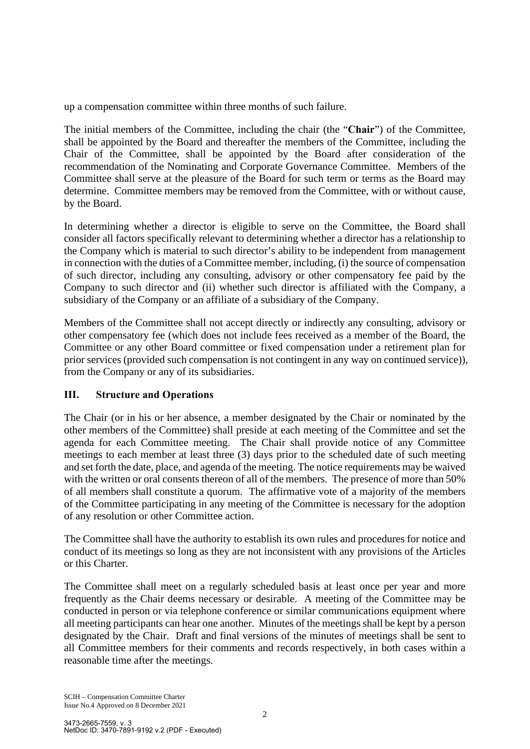up a compensation committee within three months of such failure.

The initial members of the Committee, including the chair (the "**Chair**") of the Committee, shall be appointed by the Board and thereafter the members of the Committee, including the Chair of the Committee, shall be appointed by the Board after consideration of the recommendation of the Nominating and Corporate Governance Committee. Members of the Committee shall serve at the pleasure of the Board for such term or terms as the Board may determine. Committee members may be removed from the Committee, with or without cause, by the Board.

In determining whether a director is eligible to serve on the Committee, the Board shall consider all factors specifically relevant to determining whether a director has a relationship to the Company which is material to such director's ability to be independent from management in connection with the duties of a Committee member, including, (i) the source of compensation of such director, including any consulting, advisory or other compensatory fee paid by the Company to such director and (ii) whether such director is affiliated with the Company, a subsidiary of the Company or an affiliate of a subsidiary of the Company.

Members of the Committee shall not accept directly or indirectly any consulting, advisory or other compensatory fee (which does not include fees received as a member of the Board, the Committee or any other Board committee or fixed compensation under a retirement plan for prior services (provided such compensation is not contingent in any way on continued service)), from the Company or any of its subsidiaries.

## III. Structure and Operations

The Chair (or in his or her absence, a member designated by the Chair or nominated by the other members of the Committee) shall preside at each meeting of the Committee and set the agenda for each Committee meeting. The Chair shall provide notice of any Committee meetings to each member at least three (3) days prior to the scheduled date of such meeting and set forth the date, place, and agenda of the meeting. The notice requirements may be waived with the written or oral consents thereon of all of the members. The presence of more than 50% of all members shall constitute a quorum. The affirmative vote of a majority of the members of the Committee participating in any meeting of the Committee is necessary for the adoption of any resolution or other Committee action.

The Committee shall have the authority to establish its own rules and procedures for notice and conduct of its meetings so long as they are not inconsistent with any provisions of the Articles or this Charter.

The Committee shall meet on a regularly scheduled basis at least once per year and more frequently as the Chair deems necessary or desirable. A meeting of the Committee may be conducted in person or via telephone conference or similar communications equipment where all meeting participants can hear one another. Minutes of the meetings shall be kept by a person designated by the Chair. Draft and final versions of the minutes of meetings shall be sent to all Committee members for their comments and records respectively, in both cases within a reasonable time after the meetings.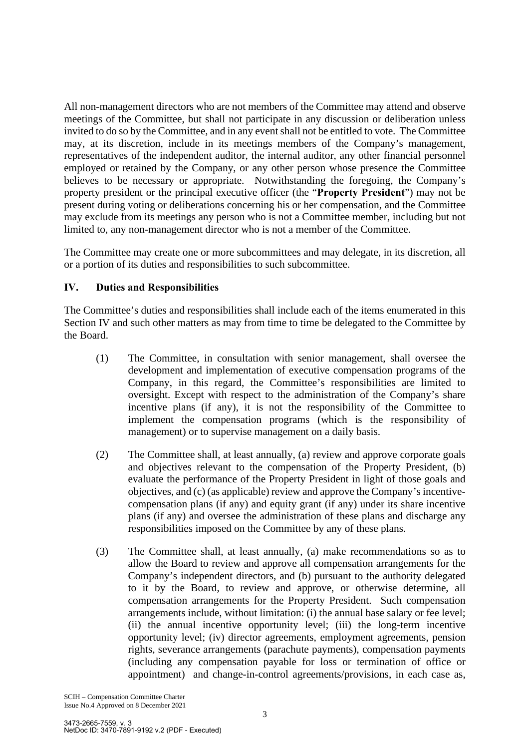All non-management directors who are not members of the Committee may attend and observe meetings of the Committee, but shall not participate in any discussion or deliberation unless invited to do so by the Committee, and in any event shall not be entitled to vote. The Committee may, at its discretion, include in its meetings members of the Company's management, representatives of the independent auditor, the internal auditor, any other financial personnel employed or retained by the Company, or any other person whose presence the Committee believes to be necessary or appropriate. Notwithstanding the foregoing, the Company's property president or the principal executive officer (the "**Property President**") may not be present during voting or deliberations concerning his or her compensation, and the Committee may exclude from its meetings any person who is not a Committee member, including but not limited to, any non-management director who is not a member of the Committee.

The Committee may create one or more subcommittees and may delegate, in its discretion, all or a portion of its duties and responsibilities to such subcommittee.

## IV. Duties and Responsibilities

The Committee's duties and responsibilities shall include each of the items enumerated in this Section IV and such other matters as may from time to time be delegated to the Committee by the Board.

(1) The Committee, in consultation with senior management, shall oversee the development and implementation of executive compensation programs of the Company, in this regard, the Committee's responsibilities are limited to oversight. Except with respect to the administration of the Company's share incentive plans (if any), it is not the responsibility of the Committee to implement the compensation programs (which is the responsibility of management) or to supervise management on a daily basis.

(2) The Committee shall, at least annually, (a) review and approve corporate goals and objectives relevant to the compensation of the Property President, (b) evaluate the performance of the Property President in light of those goals and objectives, and (c) (as applicable) review and approve the Company's incentive-compensation plans (if any) and equity grant (if any) under its share incentive plans (if any) and oversee the administration of these plans and discharge any responsibilities imposed on the Committee by any of these plans.

(3) The Committee shall, at least annually, (a) make recommendations so as to allow the Board to review and approve all compensation arrangements for the Company's independent directors, and (b) pursuant to the authority delegated to it by the Board, to review and approve, or otherwise determine, all compensation arrangements for the Property President. Such compensation arrangements include, without limitation: (i) the annual base salary or fee level; (ii) the annual incentive opportunity level; (iii) the long-term incentive opportunity level; (iv) director agreements, employment agreements, pension rights, severance arrangements (parachute payments), compensation payments (including any compensation payable for loss or termination of office or appointment) and change-in-control agreements/provisions, in each case as,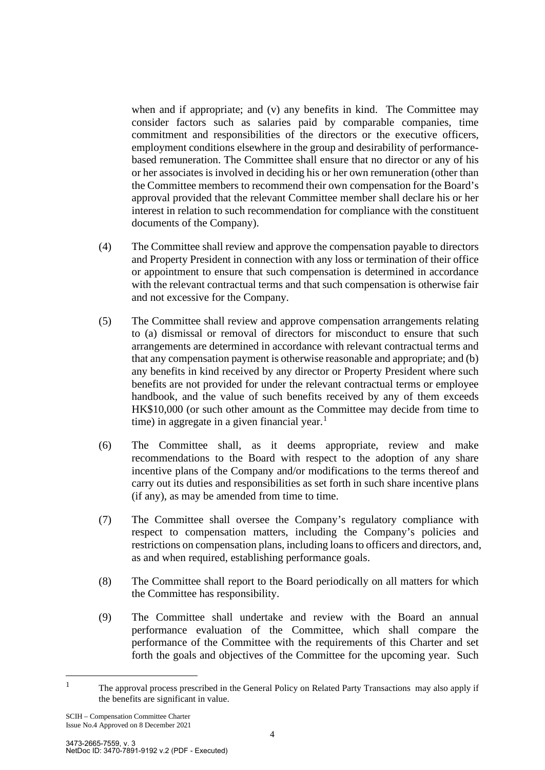when and if appropriate; and (v) any benefits in kind. The Committee may consider factors such as salaries paid by comparable companies, time commitment and responsibilities of the directors or the executive officers, employment conditions elsewhere in the group and desirability of performance-based remuneration. The Committee shall ensure that no director or any of his or her associates is involved in deciding his or her own remuneration (other than the Committee members to recommend their own compensation for the Board's approval provided that the relevant Committee member shall declare his or her interest in relation to such recommendation for compliance with the constituent documents of the Company).

(4) The Committee shall review and approve the compensation payable to directors and Property President in connection with any loss or termination of their office or appointment to ensure that such compensation is determined in accordance with the relevant contractual terms and that such compensation is otherwise fair and not excessive for the Company.

(5) The Committee shall review and approve compensation arrangements relating to (a) dismissal or removal of directors for misconduct to ensure that such arrangements are determined in accordance with relevant contractual terms and that any compensation payment is otherwise reasonable and appropriate; and (b) any benefits in kind received by any director or Property President where such benefits are not provided for under the relevant contractual terms or employee handbook, and the value of such benefits received by any of them exceeds HK$10,000 (or such other amount as the Committee may decide from time to time) in aggregate in a given financial year.[1]

(6) The Committee shall, as it deems appropriate, review and make recommendations to the Board with respect to the adoption of any share incentive plans of the Company and/or modifications to the terms thereof and carry out its duties and responsibilities as set forth in such share incentive plans (if any), as may be amended from time to time.

(7) The Committee shall oversee the Company's regulatory compliance with respect to compensation matters, including the Company's policies and restrictions on compensation plans, including loans to officers and directors, and, as and when required, establishing performance goals.

(8) The Committee shall report to the Board periodically on all matters for which the Committee has responsibility.

(9) The Committee shall undertake and review with the Board an annual performance evaluation of the Committee, which shall compare the performance of the Committee with the requirements of this Charter and set forth the goals and objectives of the Committee for the upcoming year. Such

---

[1] The approval process prescribed in the General Policy on Related Party Transactions may also apply if the benefits are significant in value.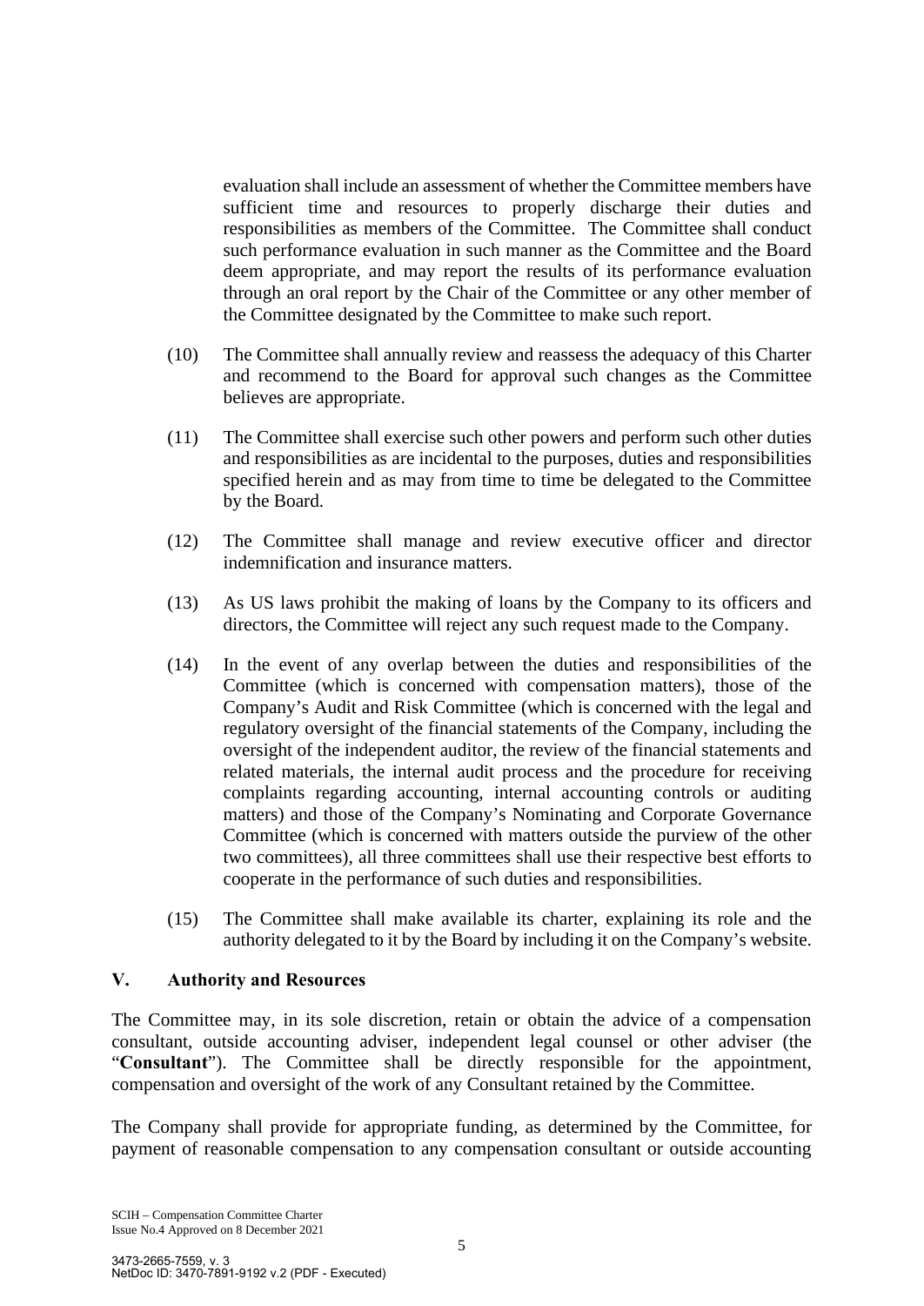evaluation shall include an assessment of whether the Committee members have sufficient time and resources to properly discharge their duties and responsibilities as members of the Committee. The Committee shall conduct such performance evaluation in such manner as the Committee and the Board deem appropriate, and may report the results of its performance evaluation through an oral report by the Chair of the Committee or any other member of the Committee designated by the Committee to make such report.

(10) The Committee shall annually review and reassess the adequacy of this Charter and recommend to the Board for approval such changes as the Committee believes are appropriate.

(11) The Committee shall exercise such other powers and perform such other duties and responsibilities as are incidental to the purposes, duties and responsibilities specified herein and as may from time to time be delegated to the Committee by the Board.

(12) The Committee shall manage and review executive officer and director indemnification and insurance matters.

(13) As US laws prohibit the making of loans by the Company to its officers and directors, the Committee will reject any such request made to the Company.

(14) In the event of any overlap between the duties and responsibilities of the Committee (which is concerned with compensation matters), those of the Company's Audit and Risk Committee (which is concerned with the legal and regulatory oversight of the financial statements of the Company, including the oversight of the independent auditor, the review of the financial statements and related materials, the internal audit process and the procedure for receiving complaints regarding accounting, internal accounting controls or auditing matters) and those of the Company's Nominating and Corporate Governance Committee (which is concerned with matters outside the purview of the other two committees), all three committees shall use their respective best efforts to cooperate in the performance of such duties and responsibilities.

(15) The Committee shall make available its charter, explaining its role and the authority delegated to it by the Board by including it on the Company's website.

## V. Authority and Resources

The Committee may, in its sole discretion, retain or obtain the advice of a compensation consultant, outside accounting adviser, independent legal counsel or other adviser (the "**Consultant**"). The Committee shall be directly responsible for the appointment, compensation and oversight of the work of any Consultant retained by the Committee.

The Company shall provide for appropriate funding, as determined by the Committee, for payment of reasonable compensation to any compensation consultant or outside accounting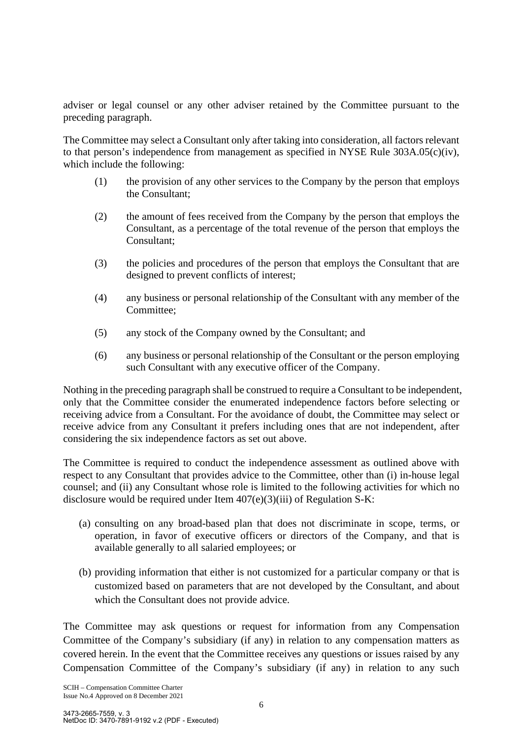adviser or legal counsel or any other adviser retained by the Committee pursuant to the preceding paragraph.

The Committee may select a Consultant only after taking into consideration, all factors relevant to that person's independence from management as specified in NYSE Rule 303A.05(c)(iv), which include the following:

(1) the provision of any other services to the Company by the person that employs the Consultant;

(2) the amount of fees received from the Company by the person that employs the Consultant, as a percentage of the total revenue of the person that employs the Consultant;

(3) the policies and procedures of the person that employs the Consultant that are designed to prevent conflicts of interest;

(4) any business or personal relationship of the Consultant with any member of the Committee;

(5) any stock of the Company owned by the Consultant; and

(6) any business or personal relationship of the Consultant or the person employing such Consultant with any executive officer of the Company.

Nothing in the preceding paragraph shall be construed to require a Consultant to be independent, only that the Committee consider the enumerated independence factors before selecting or receiving advice from a Consultant. For the avoidance of doubt, the Committee may select or receive advice from any Consultant it prefers including ones that are not independent, after considering the six independence factors as set out above.

The Committee is required to conduct the independence assessment as outlined above with respect to any Consultant that provides advice to the Committee, other than (i) in-house legal counsel; and (ii) any Consultant whose role is limited to the following activities for which no disclosure would be required under Item 407(e)(3)(iii) of Regulation S-K:

(a) consulting on any broad-based plan that does not discriminate in scope, terms, or operation, in favor of executive officers or directors of the Company, and that is available generally to all salaried employees; or

(b) providing information that either is not customized for a particular company or that is customized based on parameters that are not developed by the Consultant, and about which the Consultant does not provide advice.

The Committee may ask questions or request for information from any Compensation Committee of the Company's subsidiary (if any) in relation to any compensation matters as covered herein. In the event that the Committee receives any questions or issues raised by any Compensation Committee of the Company's subsidiary (if any) in relation to any such

SCIH – Compensation Committee Charter
Issue No.4 Approved on 8 December 2021

3473-2665-7559, v. 3
NetDoc ID: 3470-7891-9192 v.2 (PDF - Executed)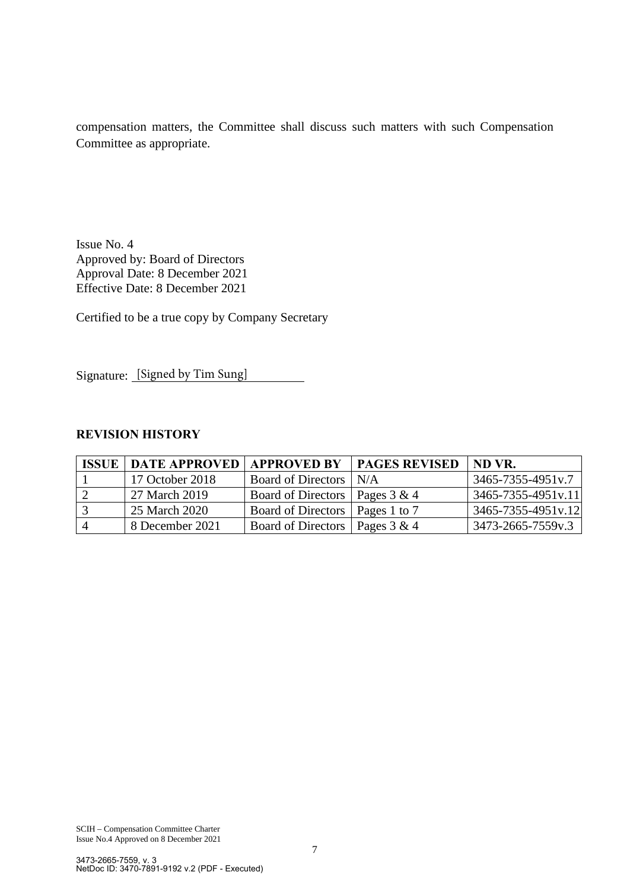compensation matters, the Committee shall discuss such matters with such Compensation Committee as appropriate.

Issue No. 4
Approved by: Board of Directors
Approval Date: 8 December 2021
Effective Date: 8 December 2021

Certified to be a true copy by Company Secretary

Signature: [Signed by Tim Sung]

## REVISION HISTORY

| ISSUE | DATE APPROVED | APPROVED BY | PAGES REVISED | ND VR. |
|---|---|---|---|---|
| 1 | 17 October 2018 | Board of Directors | N/A | 3465-7355-4951v.7 |
| 2 | 27 March 2019 | Board of Directors | Pages 3 & 4 | 3465-7355-4951v.11 |
| 3 | 25 March 2020 | Board of Directors | Pages 1 to 7 | 3465-7355-4951v.12 |
| 4 | 8 December 2021 | Board of Directors | Pages 3 & 4 | 3473-2665-7559v.3 |